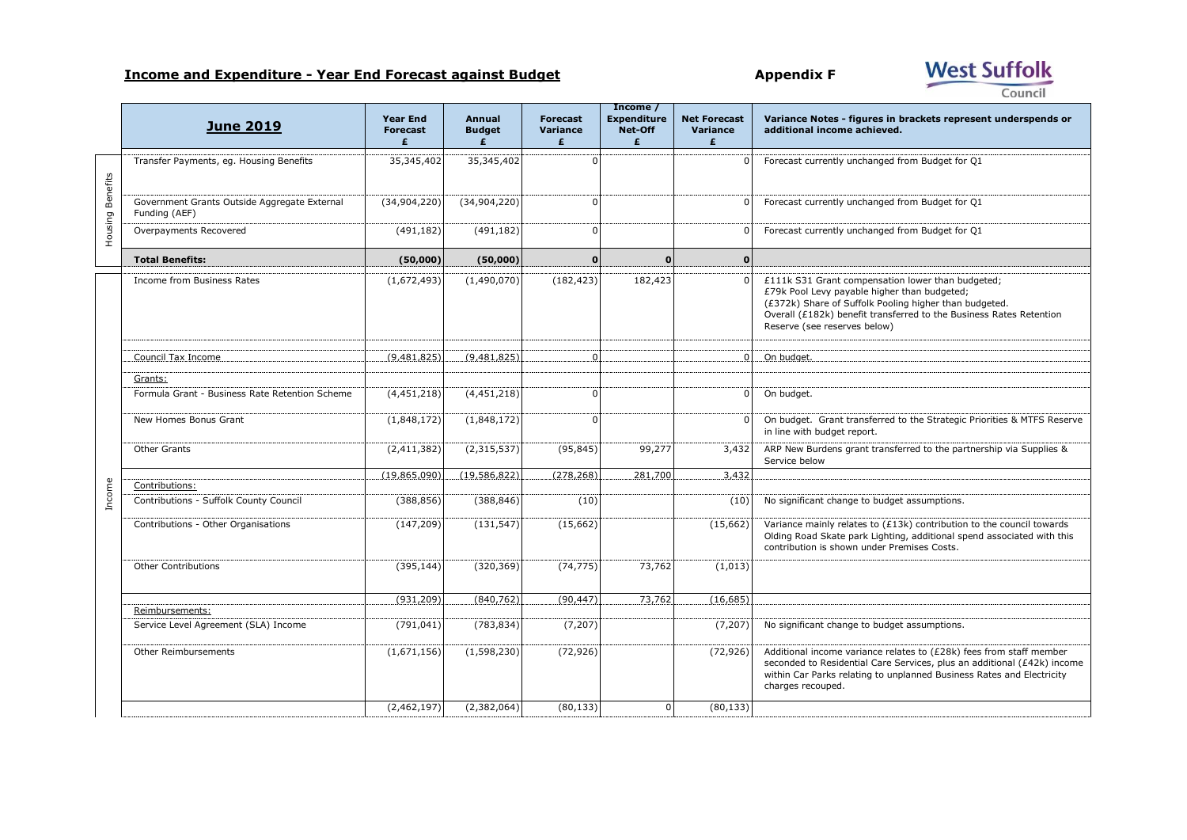## Income and Expenditure - Year End Forecast against Budget

**Appendix F**

West Suffolk Council

| | June 2019 | Year End Forecast £ | Annual Budget £ | Forecast Variance £ | Income / Expenditure Net-Off £ | Net Forecast Variance £ | Variance Notes - figures in brackets represent underspends or additional income achieved. |
|---|---|---|---|---|---|---|---|
| Housing Benefits | Transfer Payments, eg. Housing Benefits | 35,345,402 | 35,345,402 | 0 | | 0 | Forecast currently unchanged from Budget for Q1 |
| Housing Benefits | Government Grants Outside Aggregate External Funding (AEF) | (34,904,220) | (34,904,220) | 0 | | 0 | Forecast currently unchanged from Budget for Q1 |
| Housing Benefits | Overpayments Recovered | (491,182) | (491,182) | 0 | | 0 | Forecast currently unchanged from Budget for Q1 |
| | **Total Benefits:** | **(50,000)** | **(50,000)** | **0** | **0** | **0** | |
| Income | Income from Business Rates | (1,672,493) | (1,490,070) | (182,423) | 182,423 | 0 | £111k S31 Grant compensation lower than budgeted; £79k Pool Levy payable higher than budgeted; (£372k) Share of Suffolk Pooling higher than budgeted. Overall (£182k) benefit transferred to the Business Rates Retention Reserve (see reserves below) |
| Income | Council Tax Income | (9,481,825) | (9,481,825) | 0 | | 0 | On budget. |
| Income | Grants: | | | | | | |
| Income | Formula Grant - Business Rate Retention Scheme | (4,451,218) | (4,451,218) | 0 | | 0 | On budget. |
| Income | New Homes Bonus Grant | (1,848,172) | (1,848,172) | 0 | | 0 | On budget. Grant transferred to the Strategic Priorities & MTFS Reserve in line with budget report. |
| Income | Other Grants | (2,411,382) | (2,315,537) | (95,845) | 99,277 | 3,432 | ARP New Burdens grant transferred to the partnership via Supplies & Service below |
| Income | | (19,865,090) | (19,586,822) | (278,268) | 281,700 | 3,432 | |
| Income | Contributions: | | | | | | |
| Income | Contributions - Suffolk County Council | (388,856) | (388,846) | (10) | | (10) | No significant change to budget assumptions. |
| Income | Contributions - Other Organisations | (147,209) | (131,547) | (15,662) | | (15,662) | Variance mainly relates to (£13k) contribution to the council towards Olding Road Skate park Lighting, additional spend associated with this contribution is shown under Premises Costs. |
| Income | Other Contributions | (395,144) | (320,369) | (74,775) | 73,762 | (1,013) | |
| Income | | (931,209) | (840,762) | (90,447) | 73,762 | (16,685) | |
| Income | Reimbursements: | | | | | | |
| Income | Service Level Agreement (SLA) Income | (791,041) | (783,834) | (7,207) | | (7,207) | No significant change to budget assumptions. |
| Income | Other Reimbursements | (1,671,156) | (1,598,230) | (72,926) | | (72,926) | Additional income variance relates to (£28k) fees from staff member seconded to Residential Care Services, plus an additional (£42k) income within Car Parks relating to unplanned Business Rates and Electricity charges recouped. |
| Income | | (2,462,197) | (2,382,064) | (80,133) | 0 | (80,133) | |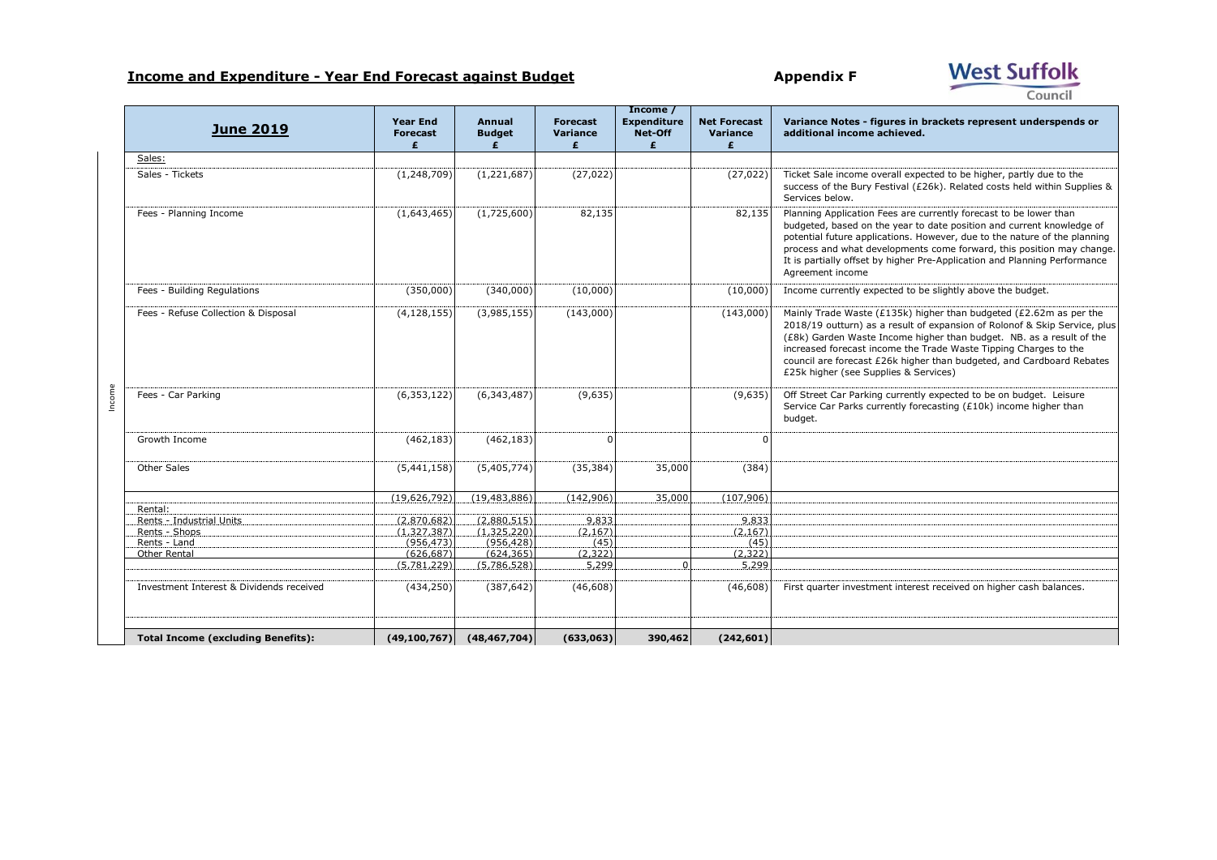## Income and Expenditure - Year End Forecast against Budget

**Appendix F**

West Suffolk Council

| | **June 2019** | **Year End Forecast £** | **Annual Budget £** | **Forecast Variance £** | **Income / Expenditure Net-Off £** | **Net Forecast Variance £** | **Variance Notes - figures in brackets represent underspends or additional income achieved.** |
|---|---|---|---|---|---|---|---|
| Income | Sales: | | | | | | |
| | Sales - Tickets | (1,248,709) | (1,221,687) | (27,022) | | (27,022) | Ticket Sale income overall expected to be higher, partly due to the success of the Bury Festival (£26k). Related costs held within Supplies & Services below. |
| | Fees - Planning Income | (1,643,465) | (1,725,600) | 82,135 | | 82,135 | Planning Application Fees are currently forecast to be lower than budgeted, based on the year to date position and current knowledge of potential future applications. However, due to the nature of the planning process and what developments come forward, this position may change. It is partially offset by higher Pre-Application and Planning Performance Agreement income |
| | Fees - Building Regulations | (350,000) | (340,000) | (10,000) | | (10,000) | Income currently expected to be slightly above the budget. |
| | Fees - Refuse Collection & Disposal | (4,128,155) | (3,985,155) | (143,000) | | (143,000) | Mainly Trade Waste (£135k) higher than budgeted (£2.62m as per the 2018/19 outturn) as a result of expansion of Rolonof & Skip Service, plus (£8k) Garden Waste Income higher than budget. NB. as a result of the increased forecast income the Trade Waste Tipping Charges to the council are forecast £26k higher than budgeted, and Cardboard Rebates £25k higher (see Supplies & Services) |
| | Fees - Car Parking | (6,353,122) | (6,343,487) | (9,635) | | (9,635) | Off Street Car Parking currently expected to be on budget. Leisure Service Car Parks currently forecasting (£10k) income higher than budget. |
| | Growth Income | (462,183) | (462,183) | 0 | | 0 | |
| | Other Sales | (5,441,158) | (5,405,774) | (35,384) | 35,000 | (384) | |
| | | (19,626,792) | (19,483,886) | (142,906) | 35,000 | (107,906) | |
| | Rental: | | | | | | |
| | Rents - Industrial Units | (2,870,682) | (2,880,515) | 9,833 | | 9,833 | |
| | Rents - Shops | (1,327,387) | (1,325,220) | (2,167) | | (2,167) | |
| | Rents - Land | (956,473) | (956,428) | (45) | | (45) | |
| | Other Rental | (626,687) | (624,365) | (2,322) | | (2,322) | |
| | | (5,781,229) | (5,786,528) | 5,299 | 0 | 5,299 | |
| | Investment Interest & Dividends received | (434,250) | (387,642) | (46,608) | | (46,608) | First quarter investment interest received on higher cash balances. |
| | **Total Income (excluding Benefits):** | **(49,100,767)** | **(48,467,704)** | **(633,063)** | **390,462** | **(242,601)** | |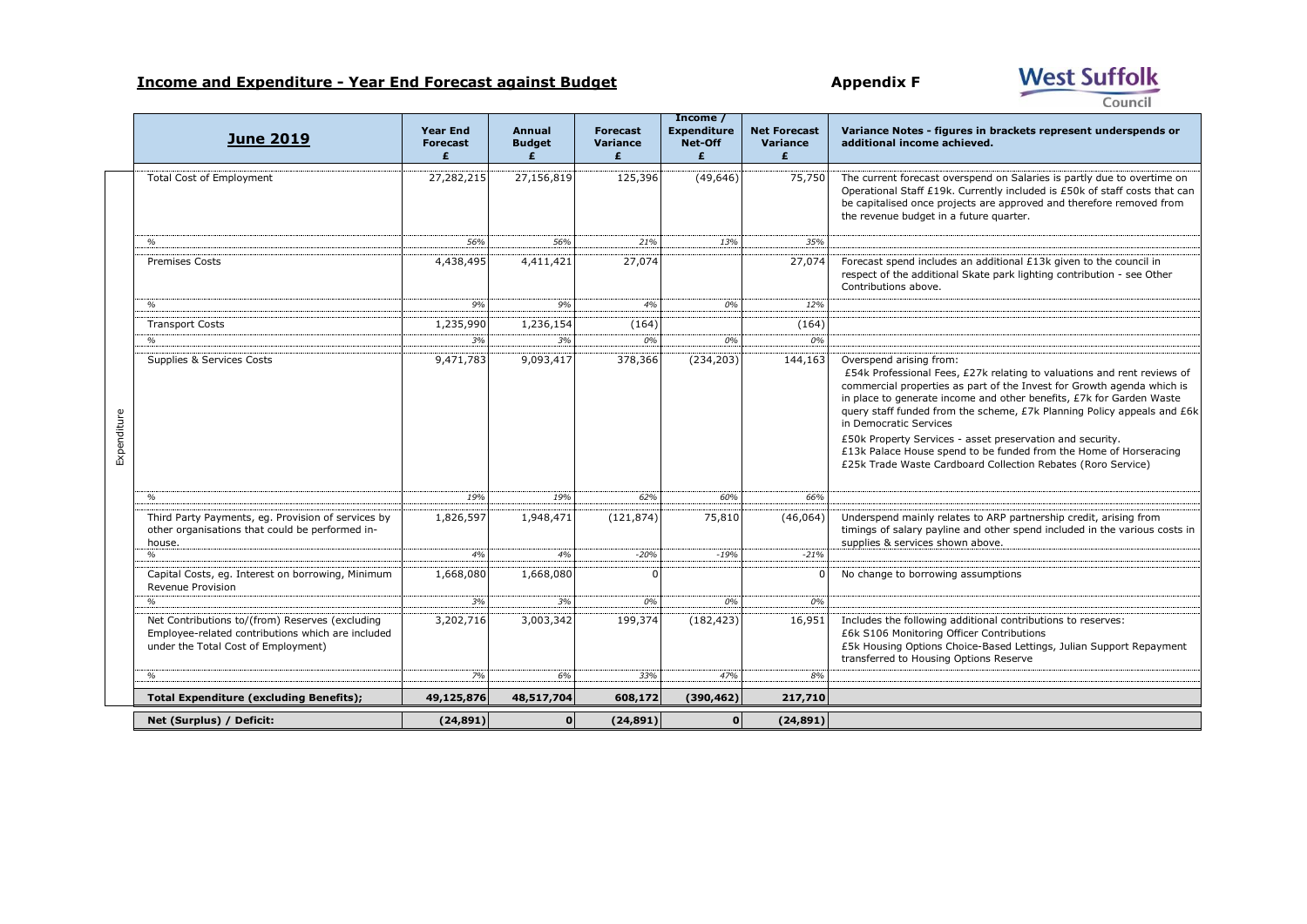# Income and Expenditure - Year End Forecast against Budget

**Appendix F**

West Suffolk Council

| | June 2019 | Year End Forecast £ | Annual Budget £ | Forecast Variance £ | Income / Expenditure Net-Off £ | Net Forecast Variance £ | Variance Notes - figures in brackets represent underspends or additional income achieved. |
|---|---|---|---|---|---|---|---|
| Expenditure | Total Cost of Employment | 27,282,215 | 27,156,819 | 125,396 | (49,646) | 75,750 | The current forecast overspend on Salaries is partly due to overtime on Operational Staff £19k. Currently included is £50k of staff costs that can be capitalised once projects are approved and therefore removed from the revenue budget in a future quarter. |
| | *%* | *56%* | *56%* | *21%* | *13%* | *35%* | |
| | Premises Costs | 4,438,495 | 4,411,421 | 27,074 | | 27,074 | Forecast spend includes an additional £13k given to the council in respect of the additional Skate park lighting contribution - see Other Contributions above. |
| | *%* | *9%* | *9%* | *4%* | *0%* | *12%* | |
| | Transport Costs | 1,235,990 | 1,236,154 | (164) | | (164) | |
| | *%* | *3%* | *3%* | *0%* | *0%* | *0%* | |
| | Supplies & Services Costs | 9,471,783 | 9,093,417 | 378,366 | (234,203) | 144,163 | Overspend arising from: £54k Professional Fees, £27k relating to valuations and rent reviews of commercial properties as part of the Invest for Growth agenda which is in place to generate income and other benefits, £7k for Garden Waste query staff funded from the scheme, £7k Planning Policy appeals and £6k in Democratic Services<br>£50k Property Services - asset preservation and security.<br>£13k Palace House spend to be funded from the Home of Horseracing<br>£25k Trade Waste Cardboard Collection Rebates (Roro Service) |
| | *%* | *19%* | *19%* | *62%* | *60%* | *66%* | |
| | Third Party Payments, eg. Provision of services by other organisations that could be performed in-house. | 1,826,597 | 1,948,471 | (121,874) | 75,810 | (46,064) | Underspend mainly relates to ARP partnership credit, arising from timings of salary payline and other spend included in the various costs in supplies & services shown above. |
| | *%* | *4%* | *4%* | *-20%* | *-19%* | *-21%* | |
| | Capital Costs, eg. Interest on borrowing, Minimum Revenue Provision | 1,668,080 | 1,668,080 | 0 | | 0 | No change to borrowing assumptions |
| | *%* | *3%* | *3%* | *0%* | *0%* | *0%* | |
| | Net Contributions to/(from) Reserves (excluding Employee-related contributions which are included under the Total Cost of Employment) | 3,202,716 | 3,003,342 | 199,374 | (182,423) | 16,951 | Includes the following additional contributions to reserves:<br>£6k S106 Monitoring Officer Contributions<br>£5k Housing Options Choice-Based Lettings, Julian Support Repayment transferred to Housing Options Reserve |
| | *%* | *7%* | *6%* | *33%* | *47%* | *8%* | |
| | **Total Expenditure (excluding Benefits);** | **49,125,876** | **48,517,704** | **608,172** | **(390,462)** | **217,710** | |
| | **Net (Surplus) / Deficit:** | **(24,891)** | **0** | **(24,891)** | **0** | **(24,891)** | |